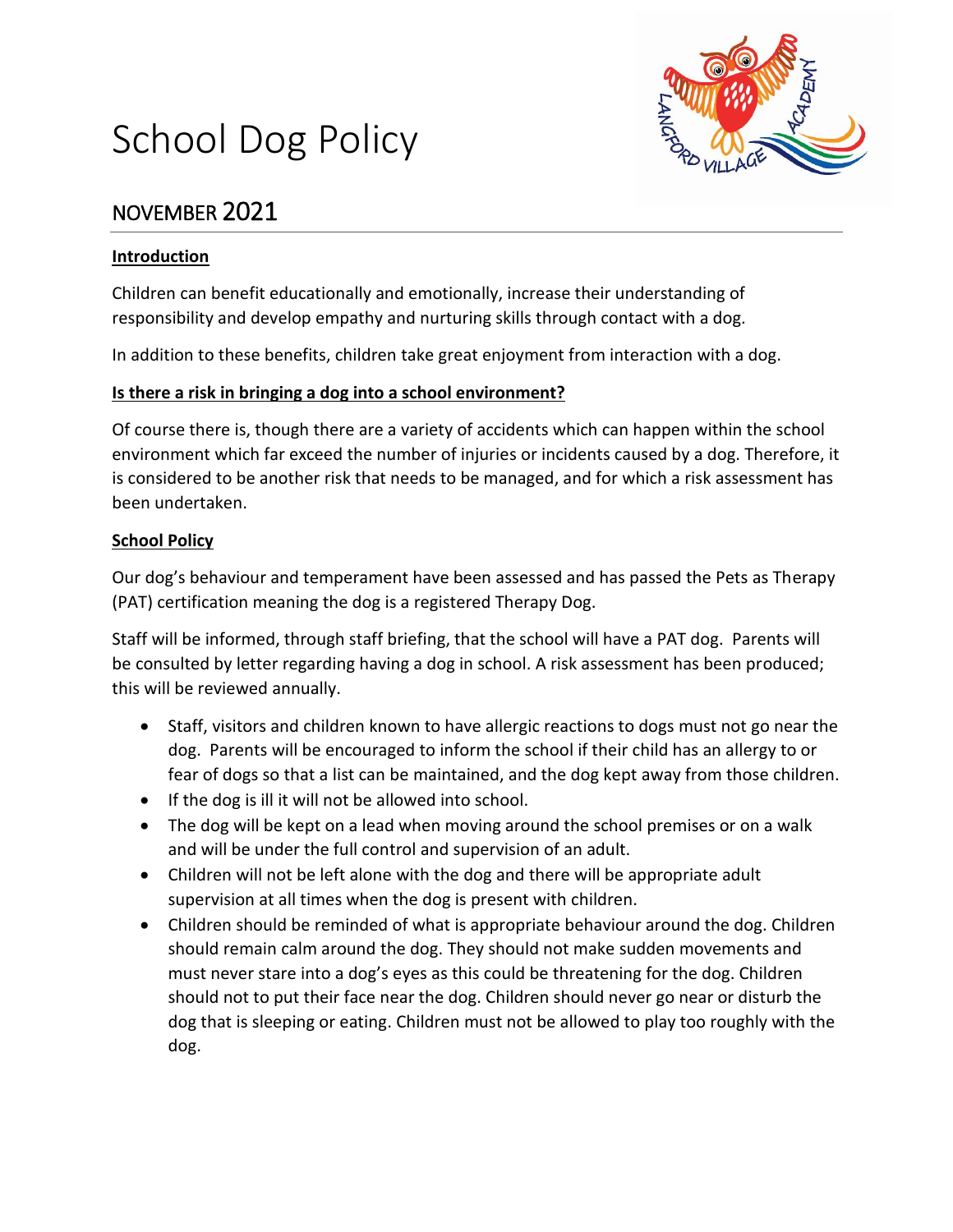# School Dog Policy

## NOVEMBER 2021

**Introduction**

Children can benefit educationally and emotionally, increase their understanding of responsibility and develop empathy and nurturing skills through contact with a dog.

In addition to these benefits, children take great enjoyment from interaction with a dog.

**Is there a risk in bringing a dog into a school environment?**

Of course there is, though there are a variety of accidents which can happen within the school environment which far exceed the number of injuries or incidents caused by a dog. Therefore, it is considered to be another risk that needs to be managed, and for which a risk assessment has been undertaken.

**School Policy**

Our dog's behaviour and temperament have been assessed and has passed the Pets as Therapy (PAT) certification meaning the dog is a registered Therapy Dog.

Staff will be informed, through staff briefing, that the school will have a PAT dog. Parents will be consulted by letter regarding having a dog in school. A risk assessment has been produced; this will be reviewed annually.

- Staff, visitors and children known to have allergic reactions to dogs must not go near the dog. Parents will be encouraged to inform the school if their child has an allergy to or fear of dogs so that a list can be maintained, and the dog kept away from those children.
- If the dog is ill it will not be allowed into school.
- The dog will be kept on a lead when moving around the school premises or on a walk and will be under the full control and supervision of an adult.
- Children will not be left alone with the dog and there will be appropriate adult supervision at all times when the dog is present with children.
- Children should be reminded of what is appropriate behaviour around the dog. Children should remain calm around the dog. They should not make sudden movements and must never stare into a dog's eyes as this could be threatening for the dog. Children should not to put their face near the dog. Children should never go near or disturb the dog that is sleeping or eating. Children must not be allowed to play too roughly with the dog.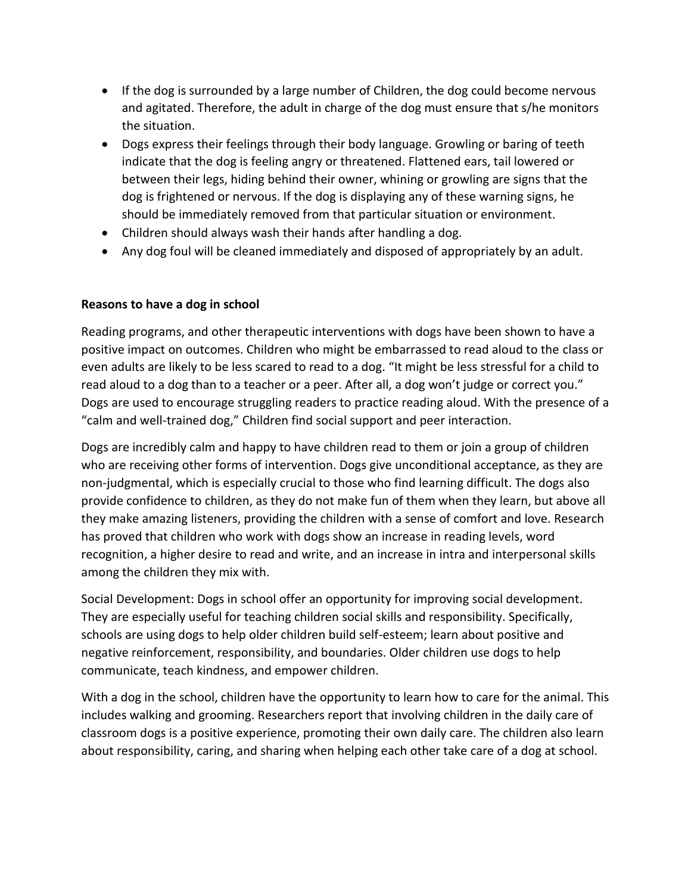- If the dog is surrounded by a large number of Children, the dog could become nervous and agitated. Therefore, the adult in charge of the dog must ensure that s/he monitors the situation.
- Dogs express their feelings through their body language. Growling or baring of teeth indicate that the dog is feeling angry or threatened. Flattened ears, tail lowered or between their legs, hiding behind their owner, whining or growling are signs that the dog is frightened or nervous. If the dog is displaying any of these warning signs, he should be immediately removed from that particular situation or environment.
- Children should always wash their hands after handling a dog.
- Any dog foul will be cleaned immediately and disposed of appropriately by an adult.

**Reasons to have a dog in school**

Reading programs, and other therapeutic interventions with dogs have been shown to have a positive impact on outcomes. Children who might be embarrassed to read aloud to the class or even adults are likely to be less scared to read to a dog. "It might be less stressful for a child to read aloud to a dog than to a teacher or a peer. After all, a dog won't judge or correct you." Dogs are used to encourage struggling readers to practice reading aloud. With the presence of a "calm and well-trained dog," Children find social support and peer interaction.

Dogs are incredibly calm and happy to have children read to them or join a group of children who are receiving other forms of intervention. Dogs give unconditional acceptance, as they are non-judgmental, which is especially crucial to those who find learning difficult. The dogs also provide confidence to children, as they do not make fun of them when they learn, but above all they make amazing listeners, providing the children with a sense of comfort and love. Research has proved that children who work with dogs show an increase in reading levels, word recognition, a higher desire to read and write, and an increase in intra and interpersonal skills among the children they mix with.

Social Development: Dogs in school offer an opportunity for improving social development. They are especially useful for teaching children social skills and responsibility. Specifically, schools are using dogs to help older children build self-esteem; learn about positive and negative reinforcement, responsibility, and boundaries. Older children use dogs to help communicate, teach kindness, and empower children.

With a dog in the school, children have the opportunity to learn how to care for the animal. This includes walking and grooming. Researchers report that involving children in the daily care of classroom dogs is a positive experience, promoting their own daily care. The children also learn about responsibility, caring, and sharing when helping each other take care of a dog at school.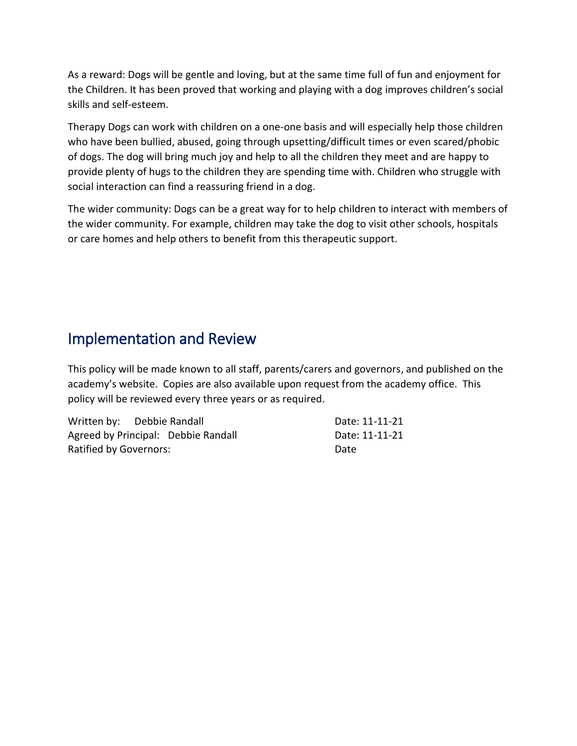As a reward: Dogs will be gentle and loving, but at the same time full of fun and enjoyment for the Children. It has been proved that working and playing with a dog improves children's social skills and self-esteem.

Therapy Dogs can work with children on a one-one basis and will especially help those children who have been bullied, abused, going through upsetting/difficult times or even scared/phobic of dogs. The dog will bring much joy and help to all the children they meet and are happy to provide plenty of hugs to the children they are spending time with. Children who struggle with social interaction can find a reassuring friend in a dog.

The wider community: Dogs can be a great way for to help children to interact with members of the wider community. For example, children may take the dog to visit other schools, hospitals or care homes and help others to benefit from this therapeutic support.

## Implementation and Review

This policy will be made known to all staff, parents/carers and governors, and published on the academy's website. Copies are also available upon request from the academy office. This policy will be reviewed every three years or as required.

| | |
|---|---|
| Written by: Debbie Randall | Date: 11-11-21 |
| Agreed by Principal: Debbie Randall | Date: 11-11-21 |
| Ratified by Governors: | Date |